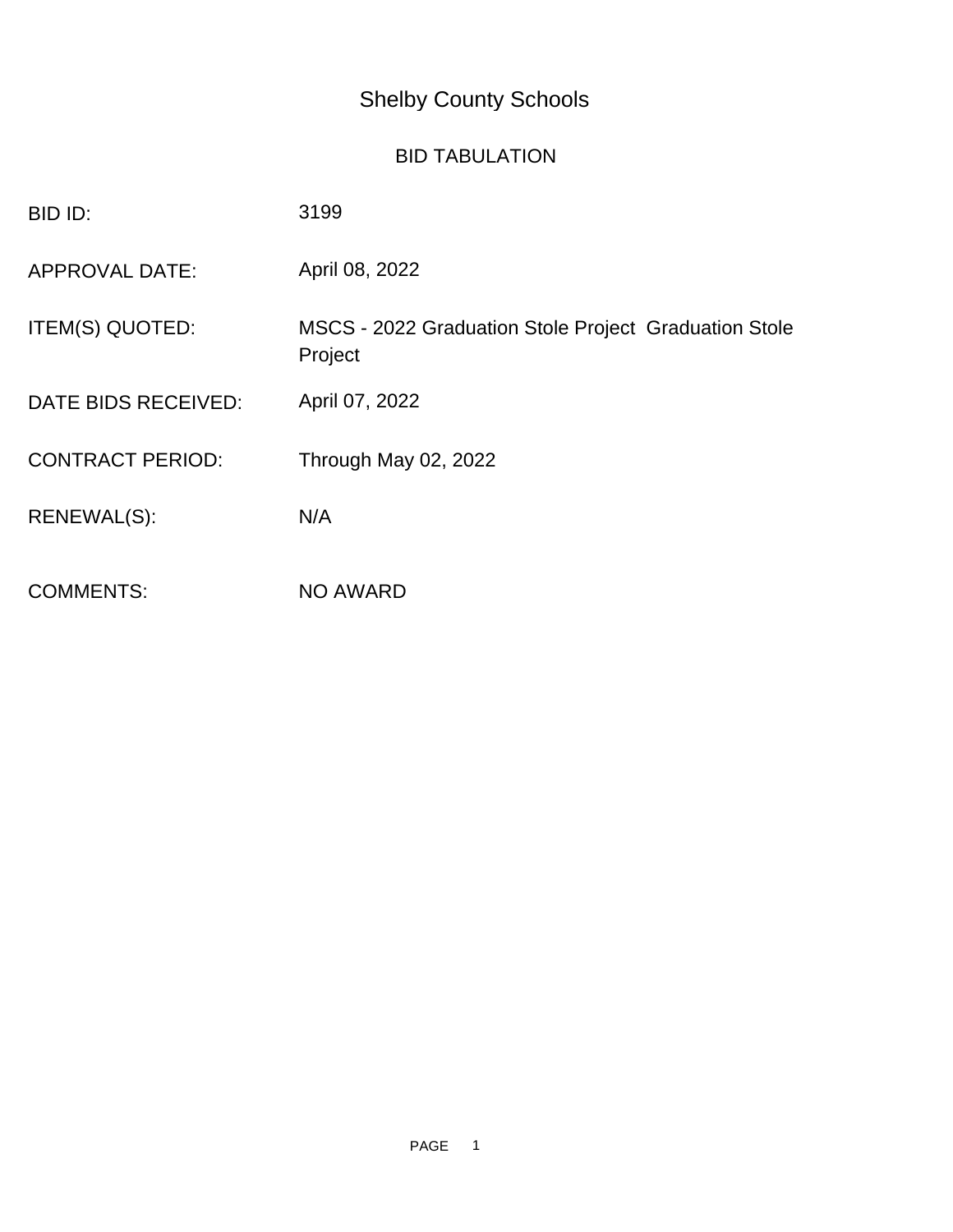# Shelby County Schools

## BID TABULATION

| | |
|---|---|
| BID ID: | 3199 |
| APPROVAL DATE: | April 08, 2022 |
| ITEM(S) QUOTED: | MSCS - 2022 Graduation Stole Project Graduation Stole Project |
| DATE BIDS RECEIVED: | April 07, 2022 |
| CONTRACT PERIOD: | Through May 02, 2022 |
| RENEWAL(S): | N/A |
| COMMENTS: | NO AWARD |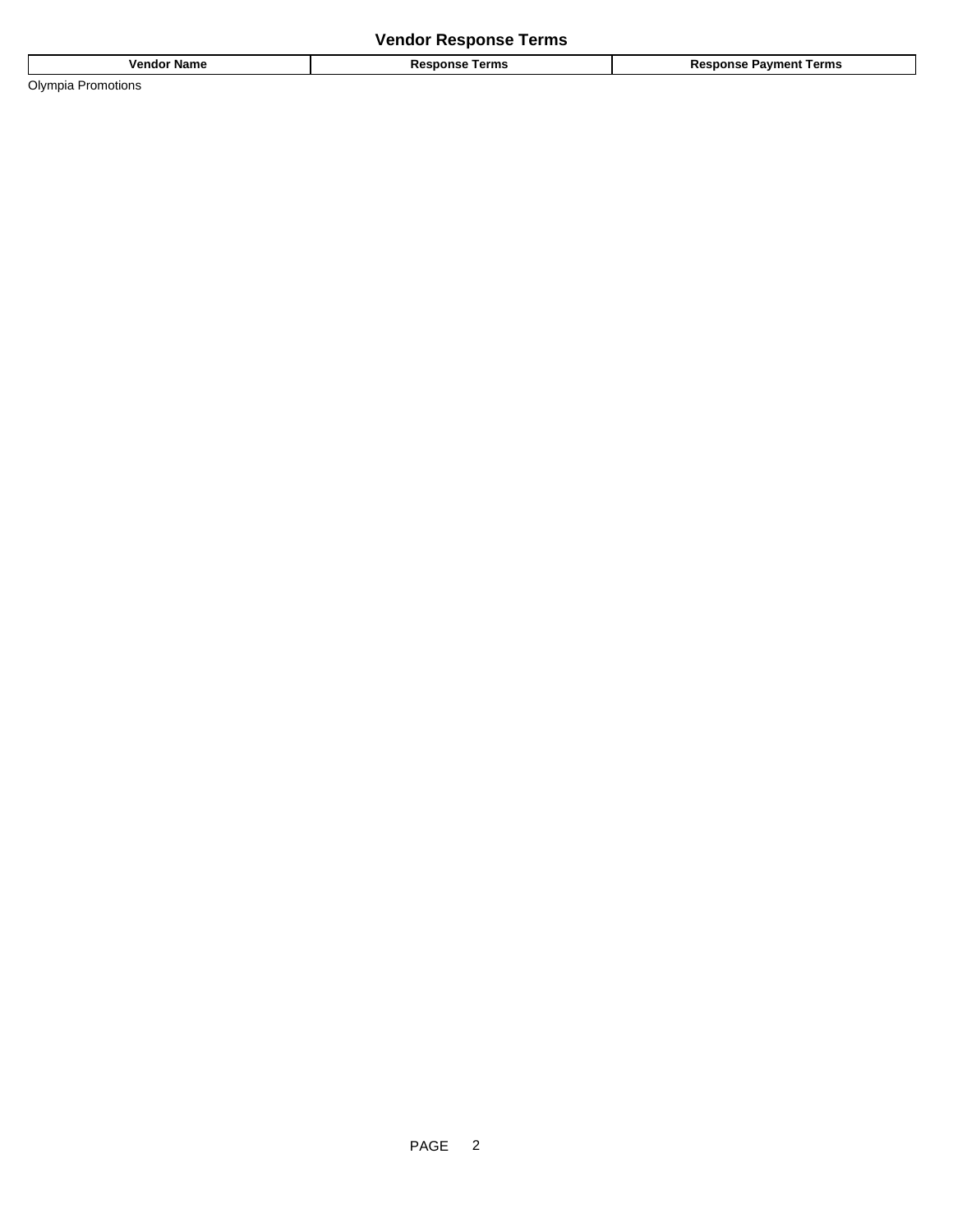## Vendor Response Terms

| Vendor Name | Response Terms | Response Payment Terms |
| --- | --- | --- |
| Olympia Promotions | | |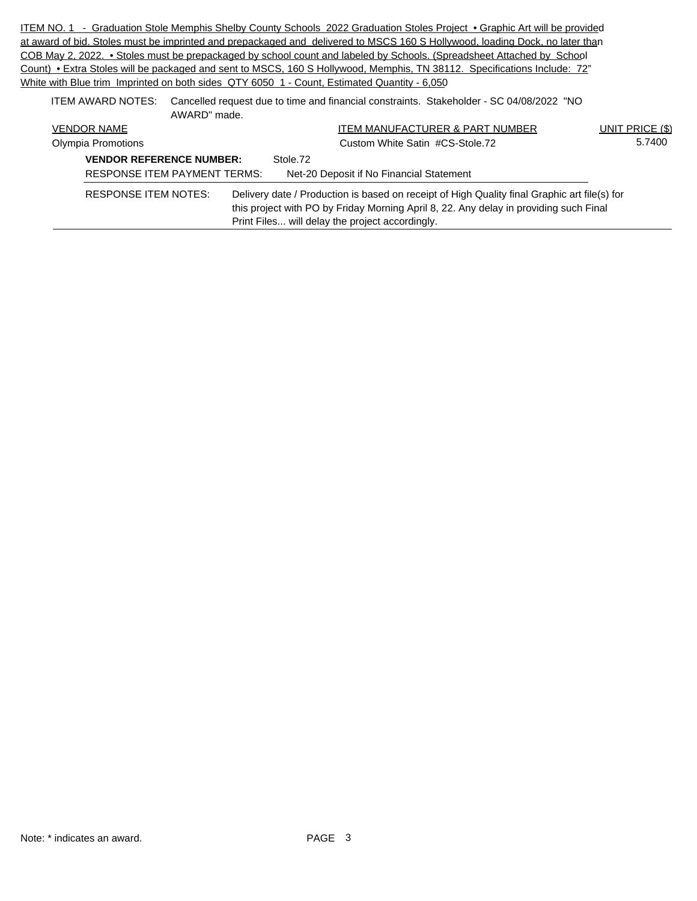ITEM NO. 1 - Graduation Stole Memphis Shelby County Schools 2022 Graduation Stoles Project • Graphic Art will be provided at award of bid. Stoles must be imprinted and prepackaged and delivered to MSCS 160 S Hollywood, loading Dock, no later than COB May 2, 2022. • Stoles must be prepackaged by school count and labeled by Schools. (Spreadsheet Attached by School Count) • Extra Stoles will be packaged and sent to MSCS, 160 S Hollywood, Memphis, TN 38112. Specifications Include: 72" White with Blue trim Imprinted on both sides QTY 6050 1 - Count, Estimated Quantity - 6,050

ITEM AWARD NOTES: Cancelled request due to time and financial constraints. Stakeholder - SC 04/08/2022 "NO AWARD" made.

| VENDOR NAME | ITEM MANUFACTURER & PART NUMBER | UNIT PRICE ($) |
|---|---|---|
| Olympia Promotions | Custom White Satin #CS-Stole.72 | 5.7400 |

**VENDOR REFERENCE NUMBER:** Stole.72

RESPONSE ITEM PAYMENT TERMS: Net-20 Deposit if No Financial Statement

RESPONSE ITEM NOTES: Delivery date / Production is based on receipt of High Quality final Graphic art file(s) for this project with PO by Friday Morning April 8, 22. Any delay in providing such Final Print Files... will delay the project accordingly.

Note: * indicates an award.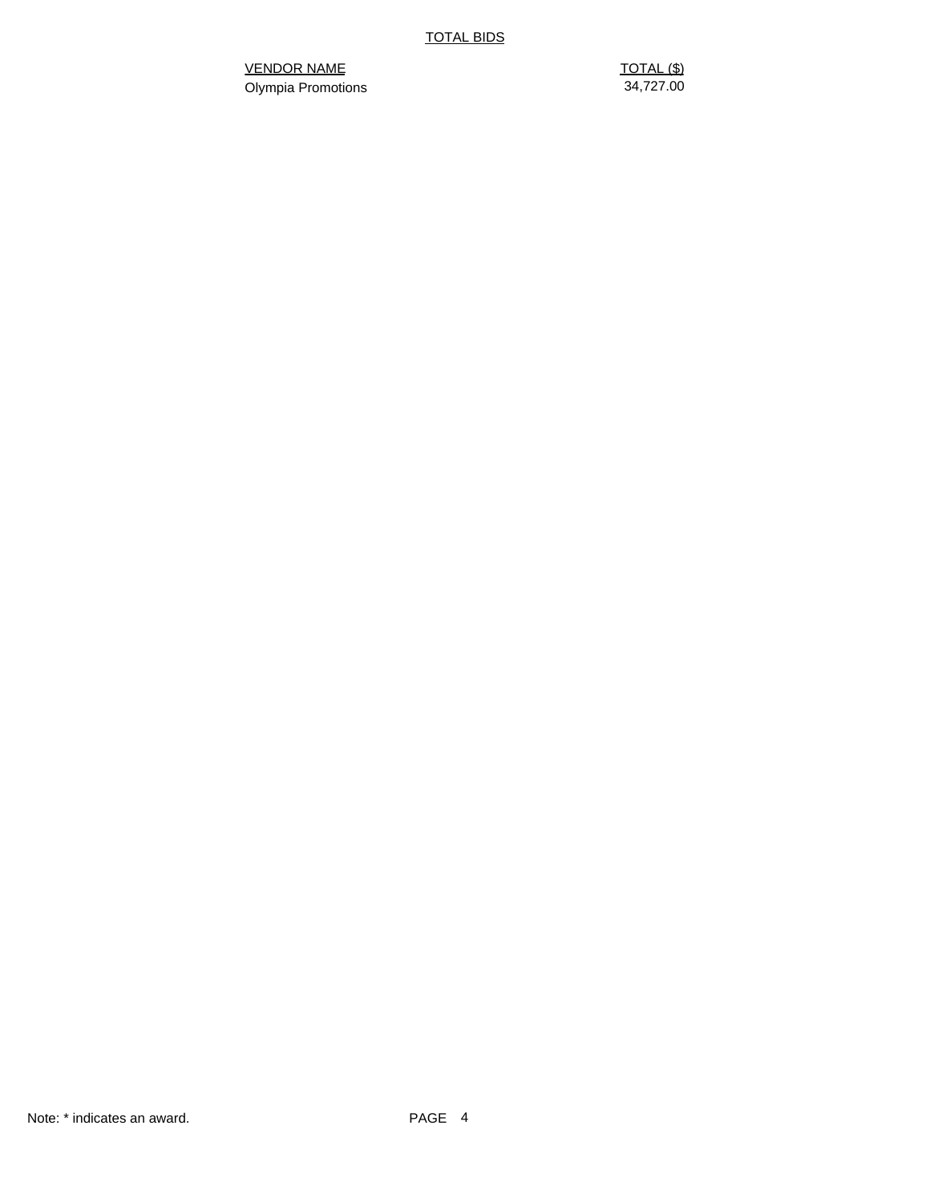TOTAL BIDS

| VENDOR NAME | TOTAL ($) |
| --- | --- |
| Olympia Promotions | 34,727.00 |

Note: * indicates an award.